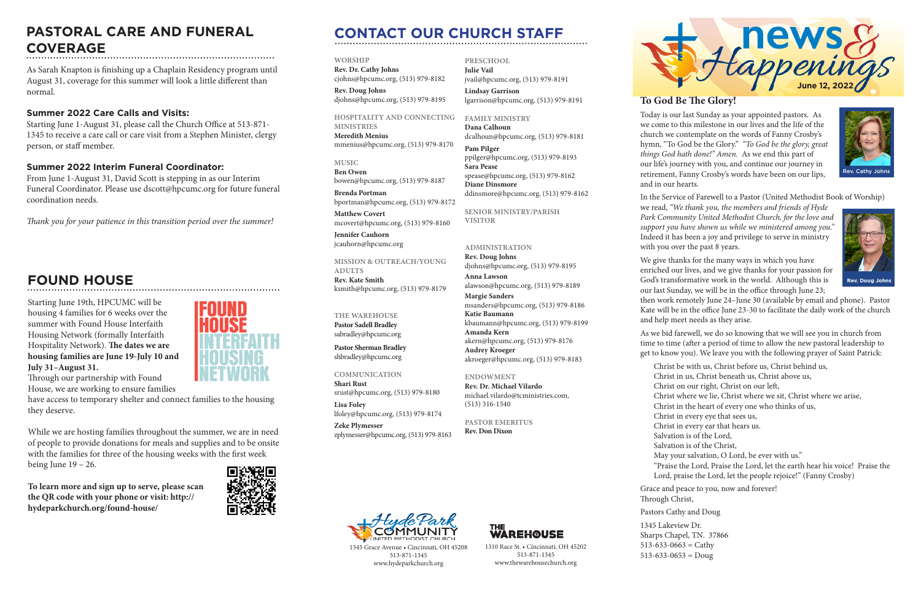## PASTORAL CARE AND FUNERAL COVERAGE

As Sarah Knapton is finishing up a Chaplain Residency program until August 31, coverage for this summer will look a little different than normal.

### Summer 2022 Care Calls and Visits:

Starting June 1-August 31, please call the Church Office at 513-871-1345 to receive a care call or care visit from a Stephen Minister, clergy person, or staff member.

### Summer 2022 Interim Funeral Coordinator:

From June 1-August 31, David Scott is stepping in as our Interim Funeral Coordinator. Please use dscott@hpcumc.org for future funeral coordination needs.

*Thank you for your patience in this transition period over the summer!*

## FOUND HOUSE

FOUND HOUSE INTERFAITH HOUSING NETWORK

Starting June 19th, HPCUMC will be housing 4 families for 6 weeks over the summer with Found House Interfaith Housing Network (formally Interfaith Hospitality Network). **The dates we are housing families are June 19-July 10 and July 31–August 31.** Through our partnership with Found House, we are working to ensure families have access to temporary shelter and connect families to the housing they deserve.

While we are hosting families throughout the summer, we are in need of people to provide donations for meals and supplies and to be onsite with the families for three of the housing weeks with the first week being June 19 – 26.

**To learn more and sign up to serve, please scan the QR code with your phone or visit: http://hydeparkchurch.org/found-house/**

## CONTACT OUR CHURCH STAFF

**WORSHIP**
**Rev. Dr. Cathy Johns**
cjohns@hpcumc.org, (513) 979-8182
**Rev. Doug Johns**
djohns@hpcumc.org, (513) 979-8195

**HOSPITALITY AND CONNECTING MINISTRIES**
**Meredith Menius**
mmenius@hpcumc.org, (513) 979-8170

**MUSIC**
**Ben Owen**
bowen@hpcumc.org, (513) 979-8187
**Brenda Portman**
bportman@hpcumc.org, (513) 979-8172
**Matthew Covert**
mcovert@hpcumc.org, (513) 979-8160
**Jennifer Cauhorn**
jcauhorn@hpcumc.org

**MISSION & OUTREACH/YOUNG ADULTS**
**Rev. Kate Smith**
ksmith@hpcumc.org, (513) 979-8179

**THE WAREHOUSE**
**Pastor Sadell Bradley**
sabradley@hpcumc.org
**Pastor Sherman Bradley**
shbradley@hpcumc.org

**COMMUNICATION**
**Shari Rust**
srust@hpcumc.org, (513) 979-8180
**Lisa Foley**
lfoley@hpcumc.org, (513) 979-8174
**Zeke Plymesser**
zplymesser@hpcumc.org, (513) 979-8163

**PRESCHOOL**
**Julie Vail**
jvail@hpcumc.org, (513) 979-8191
**Lindsay Garrison**
lgarrison@hpcumc.org, (513) 979-8191

**FAMILY MINISTRY**
**Dana Calhoun**
dcalhoun@hpcumc.org, (513) 979-8181
**Pam Pilger**
ppilger@hpcumc.org, (513) 979-8193
**Sara Pease**
spease@hpcumc.org, (513) 979-8162
**Diane Dinsmore**
ddinsmore@hpcumc.org, (513) 979-8162

**SENIOR MINISTRY/PARISH VISITOR**

**ADMINISTRATION**
**Rev. Doug Johns**
djohns@hpcumc.org, (513) 979-8195
**Anna Lawson**
alawson@hpcumc.org, (513) 979-8189
**Margie Sanders**
msanders@hpcumc.org, (513) 979-8186
**Katie Baumann**
kbaumann@hpcumc.org, (513) 979-8199
**Amanda Kern**
akern@hpcumc.org, (513) 979-8176
**Audrey Kroeger**
akroeger@hpcumc.org, (513) 979-8183

**ENDOWMENT**
**Rev. Dr. Michael Vilardo**
michael.vilardo@tcministries.com, (513) 316-1540

**PASTOR EMERITUS**
**Rev. Don Dixon**

Hyde Park Community United Methodist Church
1345 Grace Avenue • Cincinnati, OH 45208
513-871-1345
www.hydeparkchurch.org

The Warehouse
1310 Race St. • Cincinnati, OH 45202
513-871-1345
www.thewarehousechurch.org

# news & Happenings

June 12, 2022

### To God Be The Glory!

Today is our last Sunday as your appointed pastors. As we come to this milestone in our lives and the life of the church we contemplate on the words of Fanny Crosby's hymn, "To God be the Glory." *"To God be the glory, great things God hath done!" Amen.* As we end this part of our life's journey with you, and continue our journey in retirement, Fanny Crosby's words have been on our lips, and in our hearts.

Rev. Cathy Johns

In the Service of Farewell to a Pastor (United Methodist Book of Worship) we read, *"We thank you, the members and friends of Hyde Park Community United Methodist Church, for the love and support you have shown us while we ministered among you."* Indeed it has been a joy and privilege to serve in ministry with you over the past 8 years.

Rev. Doug Johns

We give thanks for the many ways in which you have enriched our lives, and we give thanks for your passion for God's transformative work in the world. Although this is our last Sunday, we will be in the office through June 23; then work remotely June 24–June 30 (available by email and phone). Pastor Kate will be in the office June 23-30 to facilitate the daily work of the church and help meet needs as they arise.

As we bid farewell, we do so knowing that we will see you in church from time to time (after a period of time to allow the new pastoral leadership to get to know you). We leave you with the following prayer of Saint Patrick:

Christ be with us, Christ before us, Christ behind us,
Christ in us, Christ beneath us, Christ above us,
Christ on our right, Christ on our left,
Christ where we lie, Christ where we sit, Christ where we arise,
Christ in the heart of every one who thinks of us,
Christ in every eye that sees us,
Christ in every ear that hears us.
Salvation is of the Lord,
Salvation is of the Christ,
May your salvation, O Lord, be ever with us."
"Praise the Lord, Praise the Lord, let the earth hear his voice! Praise the Lord, praise the Lord, let the people rejoice!" (Fanny Crosby)

Grace and peace to you, now and forever!
Through Christ,

Pastors Cathy and Doug

1345 Lakeview Dr.
Sharps Chapel, TN. 37866
513-633-0663 = Cathy
513-633-0653 = Doug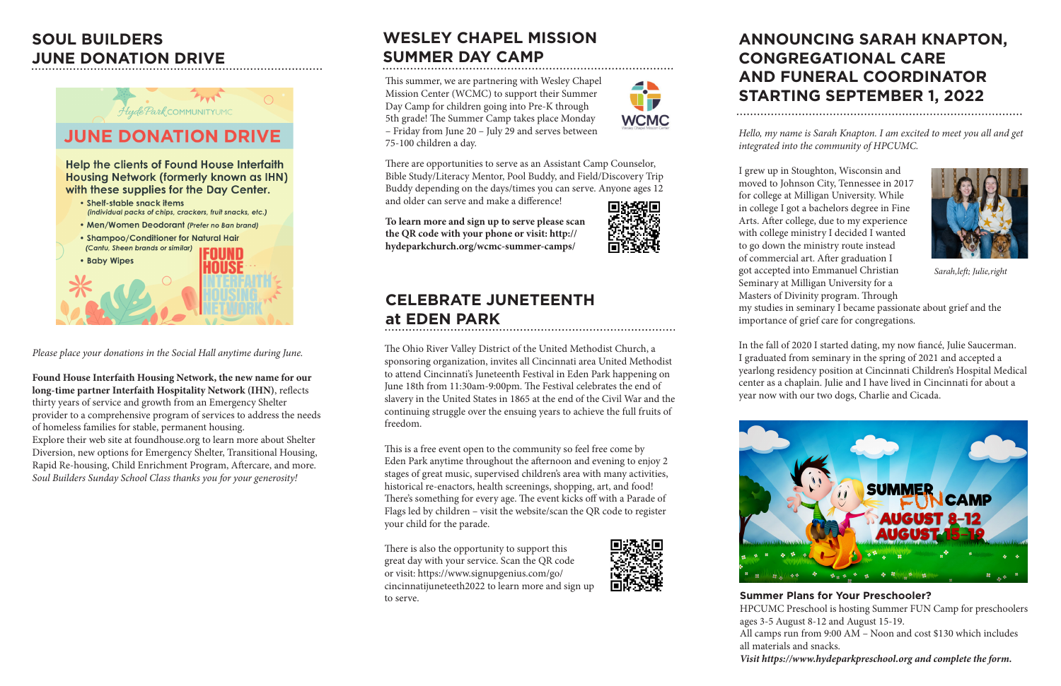## SOUL BUILDERS JUNE DONATION DRIVE

Hyde Park COMMUNITY UMC

**JUNE DONATION DRIVE**

**Help the clients of Found House Interfaith Housing Network (formerly known as IHN) with these supplies for the Day Center.**

- **Shelf-stable snack items** *(individual packs of chips, crackers, fruit snacks, etc.)*
- **Men/Women Deodorant** *(Prefer no Ban brand)*
- **Shampoo/Conditioner for Natural Hair** *(Cantu, Sheen brands or similar)*
- **Baby Wipes**

FOUND HOUSE INTERFAITH HOUSING NETWORK

*Please place your donations in the Social Hall anytime during June.*

**Found House Interfaith Housing Network, the new name for our long-time partner Interfaith Hospitality Network (IHN)**, reflects thirty years of service and growth from an Emergency Shelter provider to a comprehensive program of services to address the needs of homeless families for stable, permanent housing.
Explore their web site at foundhouse.org to learn more about Shelter Diversion, new options for Emergency Shelter, Transitional Housing, Rapid Re-housing, Child Enrichment Program, Aftercare, and more.
*Soul Builders Sunday School Class thanks you for your generosity!*

## WESLEY CHAPEL MISSION SUMMER DAY CAMP

This summer, we are partnering with Wesley Chapel Mission Center (WCMC) to support their Summer Day Camp for children going into Pre-K through 5th grade! The Summer Camp takes place Monday – Friday from June 20 – July 29 and serves between 75-100 children a day.

WCMC
Wesley Chapel Mission Center

There are opportunities to serve as an Assistant Camp Counselor, Bible Study/Literacy Mentor, Pool Buddy, and Field/Discovery Trip Buddy depending on the days/times you can serve. Anyone ages 12 and older can serve and make a difference!

**To learn more and sign up to serve please scan the QR code with your phone or visit: http://hydeparkchurch.org/wcmc-summer-camps/**

## CELEBRATE JUNETEENTH at EDEN PARK

The Ohio River Valley District of the United Methodist Church, a sponsoring organization, invites all Cincinnati area United Methodist to attend Cincinnati's Juneteenth Festival in Eden Park happening on June 18th from 11:30am-9:00pm. The Festival celebrates the end of slavery in the United States in 1865 at the end of the Civil War and the continuing struggle over the ensuing years to achieve the full fruits of freedom.

This is a free event open to the community so feel free come by Eden Park anytime throughout the afternoon and evening to enjoy 2 stages of great music, supervised children's area with many activities, historical re-enactors, health screenings, shopping, art, and food! There's something for every age. The event kicks off with a Parade of Flags led by children – visit the website/scan the QR code to register your child for the parade.

There is also the opportunity to support this great day with your service. Scan the QR code or visit: https://www.signupgenius.com/go/cincinnatijuneteeth2022 to learn more and sign up to serve.

## ANNOUNCING SARAH KNAPTON, CONGREGATIONAL CARE AND FUNERAL COORDINATOR STARTING SEPTEMBER 1, 2022

*Hello, my name is Sarah Knapton. I am excited to meet you all and get integrated into the community of HPCUMC.*

I grew up in Stoughton, Wisconsin and moved to Johnson City, Tennessee in 2017 for college at Milligan University. While in college I got a bachelors degree in Fine Arts. After college, due to my experience with college ministry I decided I wanted to go down the ministry route instead of commercial art. After graduation I got accepted into Emmanuel Christian Seminary at Milligan University for a Masters of Divinity program. Through my studies in seminary I became passionate about grief and the importance of grief care for congregations.

*Sarah,left; Julie,right*

In the fall of 2020 I started dating, my now fiancé, Julie Saucerman. I graduated from seminary in the spring of 2021 and accepted a yearlong residency position at Cincinnati Children's Hospital Medical center as a chaplain. Julie and I have lived in Cincinnati for about a year now with our two dogs, Charlie and Cicada.

SUMMER FUN CAMP
AUGUST 8-12
AUGUST 15-19

**Summer Plans for Your Preschooler?**
HPCUMC Preschool is hosting Summer FUN Camp for preschoolers ages 3-5 August 8-12 and August 15-19.
All camps run from 9:00 AM – Noon and cost $130 which includes all materials and snacks.
***Visit https://www.hydeparkpreschool.org and complete the form.***